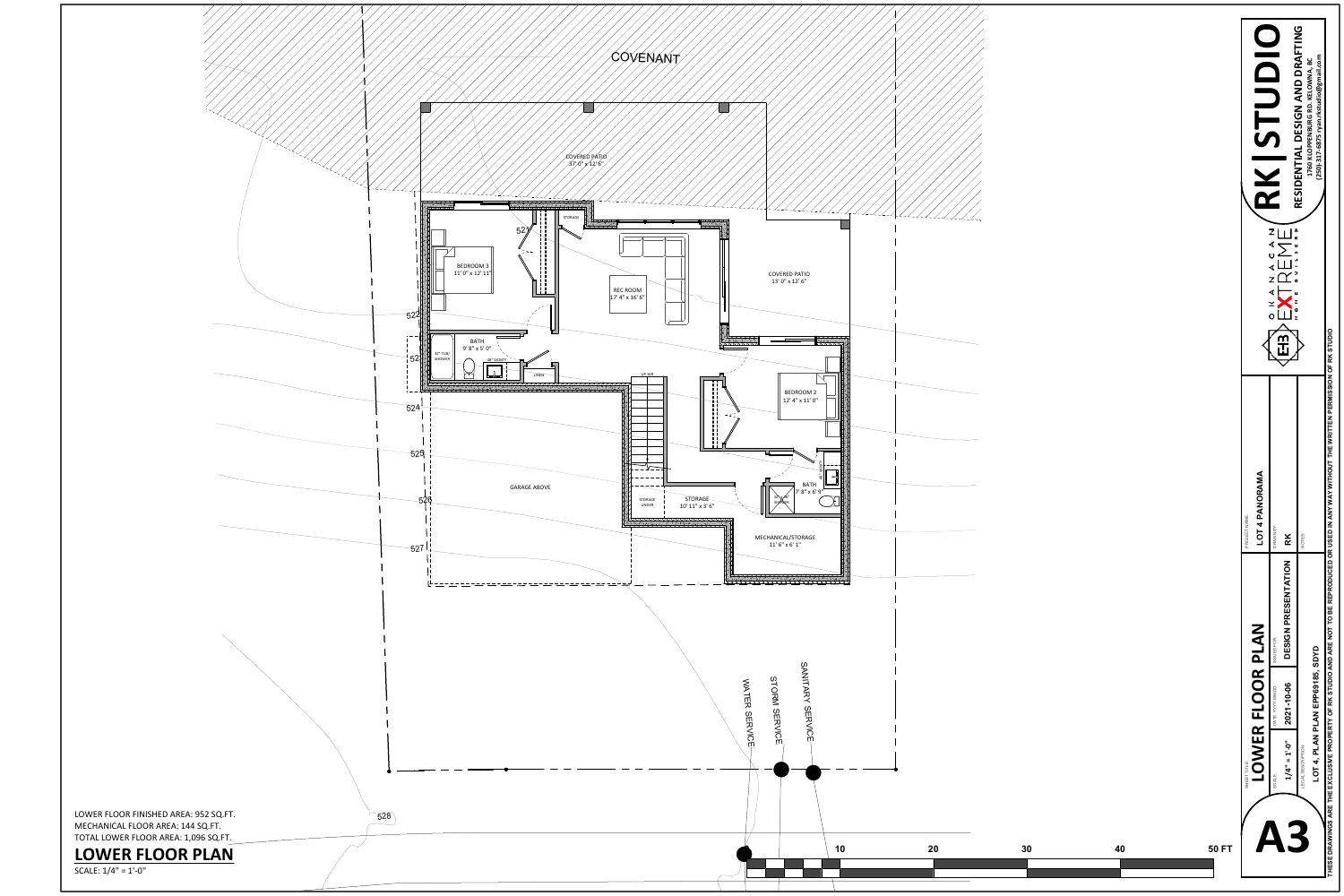COVENANT

COVERED PATIO
37' 0" x 12' 6"

STORAGE

BEDROOM 3
11' 0" x 12' 11"

REC ROOM
17' 4" x 16' 6"

COVERED PATIO
13' 0" x 12' 6"

BATH
9' 8" x 5' 0"

60" TUB/SHOWER

36" VANITY

LINEN

UP 16R

BEDROOM 2
12' 4" x 11' 0"

GARAGE ABOVE

STORAGE UNDER

STORAGE
10' 11" x 3' 6"

BATH
7' 8" x 6' 9"

STALL SHOWER

MECHANICAL/STORAGE
11' 6" x 6' 1"

521
522
523
524
525
526
527
528

SANITARY SERVICE

STORM SERVICE

WATER SERVICE

10 20 30 40 50 FT

LOWER FLOOR FINISHED AREA: 952 SQ.FT.
MECHANICAL FLOOR AREA: 144 SQ.FT.
TOTAL LOWER FLOOR AREA: 1,096 SQ.FT.

## LOWER FLOOR PLAN

SCALE: 1/4" = 1'-0"

# RK | STUDIO

**RESIDENTIAL DESIGN AND DRAFTING**

1760 KLOPPENBURG RD. KELOWNA, BC
(250) 317-6875 ryan.rkstudio@gmail.com

OKANAGAN EXTREME HOME BUILDERS

| SHEET TITLE | | PROJECT NAME | |
|---|---|---|---|
| **LOWER FLOOR PLAN** | | **LOT 4 PANORAMA** | |
| SCALE: **1/4" = 1'-0"** | DATE (YYYY-MM-DD): **2021-10-06** | DESCRIPTION: **DESIGN PRESENTATION** | DRAWN BY: **RK** |
| LEGAL DESCRIPTION: **LOT 4, PLAN EPP69185, SDYD** | | | NOTES: |

**A3**

THESE DRAWINGS ARE THE EXCLUSIVE PROPERTY OF RK STUDIO AND ARE NOT TO BE REPRODUCED OR USED IN ANY WAY WITHOUT THE WRITTEN PERMISSION OF RK STUDIO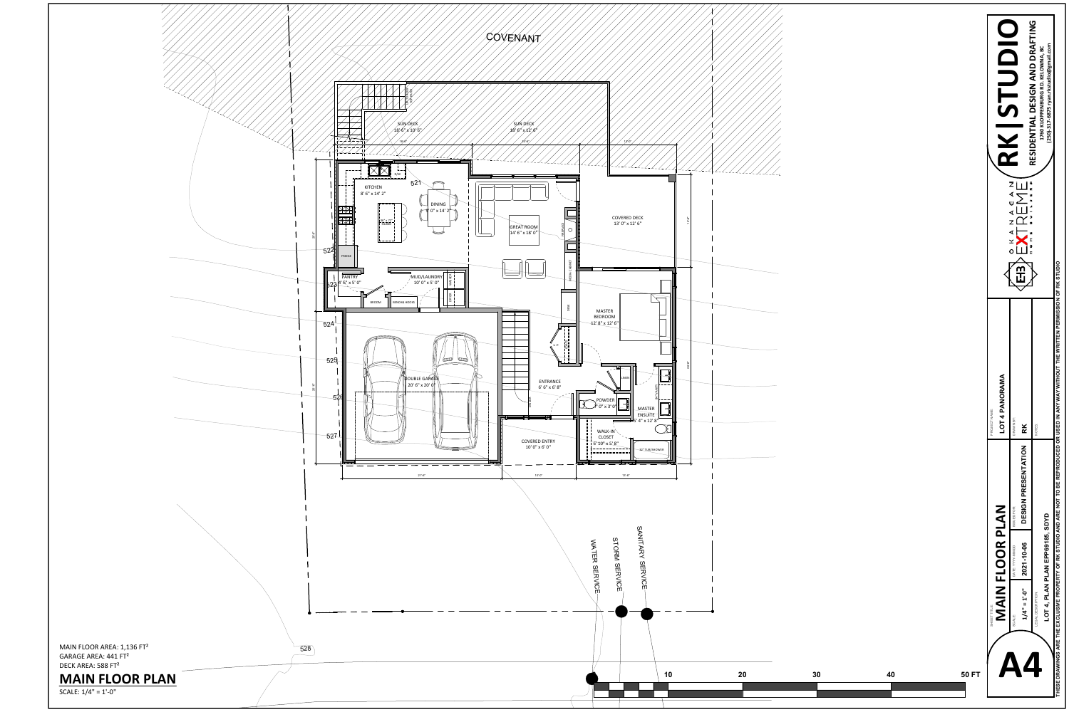COVENANT

SUN DECK
18' 6" x 10' 6"

SUN DECK
18' 6" x 12' 6"

KITCHEN
8' 6" x 14' 2"

DINING
10' 0" x 14' 2"

GREAT ROOM
14' 6" x 18' 0"

COVERED DECK
13' 0" x 12' 6"

FRIDGE

PANTRY
4' 6" x 5' 0"

MUD/LAUNDRY
10' 0" x 5' 0"

BROOM

BENCH& HOOKS

MASTER
BEDROOM
12' 8" x 12' 6"

DOUBLE GARAGE
20' 6" x 20' 0"

ENTRANCE
6' 6" x 6' 8"

POWDER
5' 0" x 3' 0"

MASTER
ENSUITE
8' 4" x 12' 8"

WALK-IN
CLOSET
6' 10" x 5' 8"

32" TUB/SHOWER

COVERED ENTRY
10' 0" x 6' 0"

521

522

523

524

525

526

527

528

WATER SERVICE

STORM SERVICE

SANITARY SERVICE

10 20 30 40 50 FT

MAIN FLOOR AREA: 1,136 FT²
GARAGE AREA: 441 FT²
DECK AREA: 588 FT²

## MAIN FLOOR PLAN

SCALE: 1/4" = 1'-0"

**RK | STUDIO**
RESIDENTIAL DESIGN AND DRAFTING
1760 KLOPPENBURG RD. KELOWNA, BC
(250) 317-6875 ryan.rkstudio@gmail.com

OKANAGAN EXTREME HOME BUILDERS

| | |
|---|---|
| PROJECT NAME: | LOT 4 PANORAMA |
| DRAWN BY: | RK |
| NOTES: | |

| | | |
|---|---|---|
| SHEET TITLE: | MAIN FLOOR PLAN | |
| SCALE: 1/4" = 1'-0" | DATE: 2021-10-06 | ISSUED FOR: DESIGN PRESENTATION |
| LEGAL DESCRIPTION: | LOT 4, PLAN PLAN EPP69185, SDYD | |

**A4**

THESE DRAWINGS ARE THE EXCLUSIVE PROPERTY OF RK STUDIO AND ARE NOT TO BE REPRODUCED OR USED IN ANY WAY WITHOUT THE WRITTEN PERMISSION OF RK STUDIO